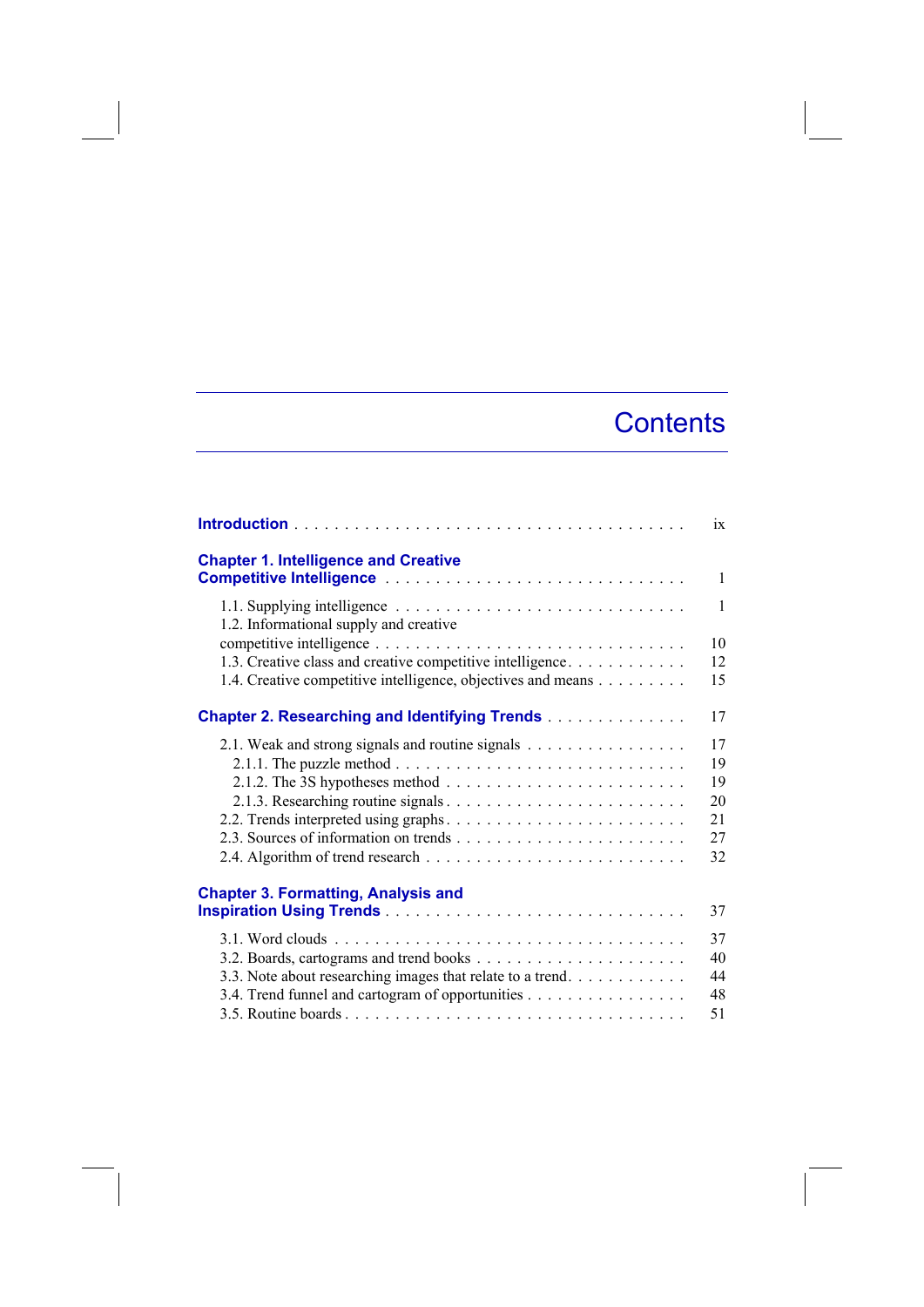# Contents

**Introduction** . . . . . . . . . . . . . . . . . . . . . . . . . . . . . . . . . . . . . ix

**Chapter 1. Intelligence and Creative Competitive Intelligence** . . . . . . . . . . . . . . . . . . . . . . . . . . . . 1

1.1. Supplying intelligence . . . . . . . . . . . . . . . . . . . . . . . . . . . . 1
1.2. Informational supply and creative competitive intelligence . . . . . . . . . . . . . . . . . . . . . . . . . . . . 10
1.3. Creative class and creative competitive intelligence . . . . . . . . . . . . 12
1.4. Creative competitive intelligence, objectives and means . . . . . . . . . 15

**Chapter 2. Researching and Identifying Trends** . . . . . . . . . . . . . . 17

2.1. Weak and strong signals and routine signals . . . . . . . . . . . . . . . . 17
2.1.1. The puzzle method . . . . . . . . . . . . . . . . . . . . . . . . . . . . 19
2.1.2. The 3S hypotheses method . . . . . . . . . . . . . . . . . . . . . . . . 19
2.1.3. Researching routine signals . . . . . . . . . . . . . . . . . . . . . . . . 20
2.2. Trends interpreted using graphs . . . . . . . . . . . . . . . . . . . . . . . 21
2.3. Sources of information on trends . . . . . . . . . . . . . . . . . . . . . . 27
2.4. Algorithm of trend research . . . . . . . . . . . . . . . . . . . . . . . . . 32

**Chapter 3. Formatting, Analysis and Inspiration Using Trends** . . . . . . . . . . . . . . . . . . . . . . . . . . . . . 37

3.1. Word clouds . . . . . . . . . . . . . . . . . . . . . . . . . . . . . . . . . 37
3.2. Boards, cartograms and trend books . . . . . . . . . . . . . . . . . . . . . 40
3.3. Note about researching images that relate to a trend . . . . . . . . . . . . 44
3.4. Trend funnel and cartogram of opportunities . . . . . . . . . . . . . . . . 48
3.5. Routine boards . . . . . . . . . . . . . . . . . . . . . . . . . . . . . . . . 51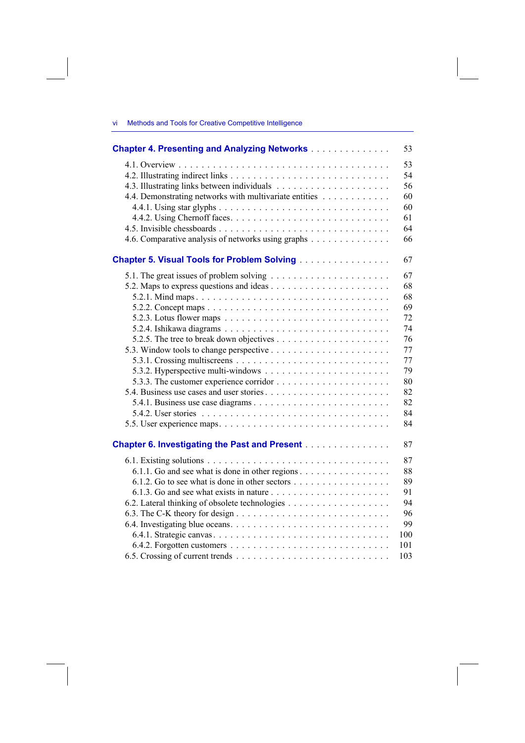**Chapter 4. Presenting and Analyzing Networks** . . . . . . . . . . . . . . 53

4.1. Overview . . . . . . . . . . . . . . . . . . . . . . . . . . . . . . . . . . 53
4.2. Illustrating indirect links . . . . . . . . . . . . . . . . . . . . . . . . . . 54
4.3. Illustrating links between individuals . . . . . . . . . . . . . . . . . . . 56
4.4. Demonstrating networks with multivariate entities . . . . . . . . . . . 60
  4.4.1. Using star glyphs . . . . . . . . . . . . . . . . . . . . . . . . . . 60
  4.4.2. Using Chernoff faces. . . . . . . . . . . . . . . . . . . . . . . . . 61
4.5. Invisible chessboards . . . . . . . . . . . . . . . . . . . . . . . . . . . 64
4.6. Comparative analysis of networks using graphs . . . . . . . . . . . . . 66

**Chapter 5. Visual Tools for Problem Solving** . . . . . . . . . . . . . . . . 67

5.1. The great issues of problem solving . . . . . . . . . . . . . . . . . . . . 67
5.2. Maps to express questions and ideas . . . . . . . . . . . . . . . . . . . 68
  5.2.1. Mind maps . . . . . . . . . . . . . . . . . . . . . . . . . . . . . . 68
  5.2.2. Concept maps . . . . . . . . . . . . . . . . . . . . . . . . . . . . . 69
  5.2.3. Lotus flower maps . . . . . . . . . . . . . . . . . . . . . . . . . . 72
  5.2.4. Ishikawa diagrams . . . . . . . . . . . . . . . . . . . . . . . . . . 74
  5.2.5. The tree to break down objectives . . . . . . . . . . . . . . . . . . 76
5.3. Window tools to change perspective . . . . . . . . . . . . . . . . . . . 77
  5.3.1. Crossing multiscreens . . . . . . . . . . . . . . . . . . . . . . . . 77
  5.3.2. Hyperspective multi-windows . . . . . . . . . . . . . . . . . . . . . 79
  5.3.3. The customer experience corridor . . . . . . . . . . . . . . . . . . 80
5.4. Business use cases and user stories . . . . . . . . . . . . . . . . . . . 82
  5.4.1. Business use case diagrams . . . . . . . . . . . . . . . . . . . . . 82
  5.4.2. User stories . . . . . . . . . . . . . . . . . . . . . . . . . . . . . 84
5.5. User experience maps. . . . . . . . . . . . . . . . . . . . . . . . . . . 84

**Chapter 6. Investigating the Past and Present** . . . . . . . . . . . . . . 87

6.1. Existing solutions . . . . . . . . . . . . . . . . . . . . . . . . . . . . . 87
  6.1.1. Go and see what is done in other regions . . . . . . . . . . . . . . 88
  6.1.2. Go to see what is done in other sectors . . . . . . . . . . . . . . . 89
  6.1.3. Go and see what exists in nature . . . . . . . . . . . . . . . . . . 91
6.2. Lateral thinking of obsolete technologies . . . . . . . . . . . . . . . . 94
6.3. The C-K theory for design . . . . . . . . . . . . . . . . . . . . . . . . 96
6.4. Investigating blue oceans. . . . . . . . . . . . . . . . . . . . . . . . . . 99
  6.4.1. Strategic canvas . . . . . . . . . . . . . . . . . . . . . . . . . . . 100
  6.4.2. Forgotten customers . . . . . . . . . . . . . . . . . . . . . . . . . 101
6.5. Crossing of current trends . . . . . . . . . . . . . . . . . . . . . . . . 103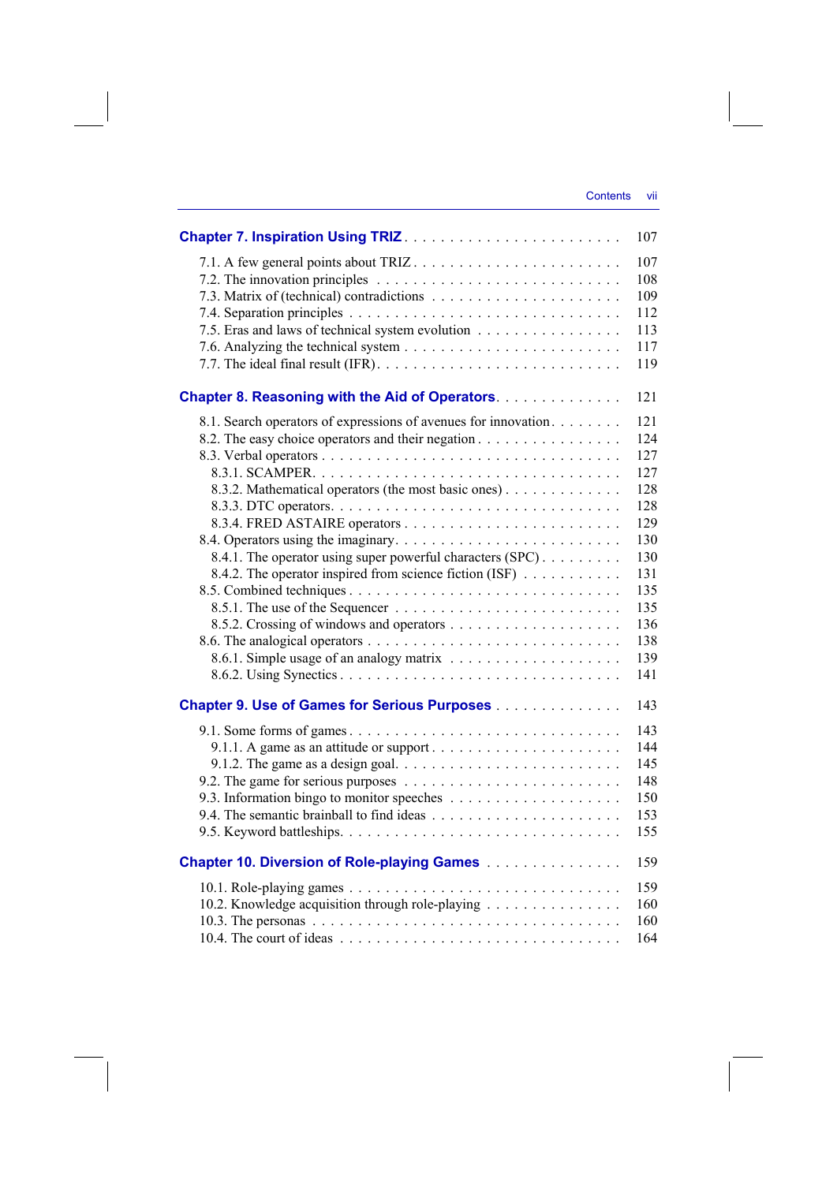Chapter 7. Inspiration Using TRIZ . . . . . . . . . . . . . . . . . . . . . . . 107

7.1. A few general points about TRIZ . . . . . . . . . . . . . . . . . . . . . . 107
7.2. The innovation principles . . . . . . . . . . . . . . . . . . . . . . . . . 108
7.3. Matrix of (technical) contradictions . . . . . . . . . . . . . . . . . . . 109
7.4. Separation principles . . . . . . . . . . . . . . . . . . . . . . . . . . . 112
7.5. Eras and laws of technical system evolution . . . . . . . . . . . . . . . 113
7.6. Analyzing the technical system . . . . . . . . . . . . . . . . . . . . . . 117
7.7. The ideal final result (IFR). . . . . . . . . . . . . . . . . . . . . . . . 119

Chapter 8. Reasoning with the Aid of Operators. . . . . . . . . . . . . . 121

8.1. Search operators of expressions of avenues for innovation. . . . . . . . 121
8.2. The easy choice operators and their negation . . . . . . . . . . . . . . . 124
8.3. Verbal operators . . . . . . . . . . . . . . . . . . . . . . . . . . . . . 127
8.3.1. SCAMPER. . . . . . . . . . . . . . . . . . . . . . . . . . . . . . . 127
8.3.2. Mathematical operators (the most basic ones) . . . . . . . . . . . . 128
8.3.3. DTC operators. . . . . . . . . . . . . . . . . . . . . . . . . . . . . 128
8.3.4. FRED ASTAIRE operators . . . . . . . . . . . . . . . . . . . . . . 129
8.4. Operators using the imaginary. . . . . . . . . . . . . . . . . . . . . . . 130
8.4.1. The operator using super powerful characters (SPC) . . . . . . . . . 130
8.4.2. The operator inspired from science fiction (ISF) . . . . . . . . . . . 131
8.5. Combined techniques . . . . . . . . . . . . . . . . . . . . . . . . . . . 135
8.5.1. The use of the Sequencer . . . . . . . . . . . . . . . . . . . . . . . 135
8.5.2. Crossing of windows and operators . . . . . . . . . . . . . . . . . . 136
8.6. The analogical operators . . . . . . . . . . . . . . . . . . . . . . . . . 138
8.6.1. Simple usage of an analogy matrix . . . . . . . . . . . . . . . . . . 139
8.6.2. Using Synectics . . . . . . . . . . . . . . . . . . . . . . . . . . . . 141

Chapter 9. Use of Games for Serious Purposes . . . . . . . . . . . . . . 143

9.1. Some forms of games . . . . . . . . . . . . . . . . . . . . . . . . . . . 143
9.1.1. A game as an attitude or support . . . . . . . . . . . . . . . . . . . 144
9.1.2. The game as a design goal. . . . . . . . . . . . . . . . . . . . . . . 145
9.2. The game for serious purposes . . . . . . . . . . . . . . . . . . . . . . 148
9.3. Information bingo to monitor speeches . . . . . . . . . . . . . . . . . . 150
9.4. The semantic brainball to find ideas . . . . . . . . . . . . . . . . . . . 153
9.5. Keyword battleships. . . . . . . . . . . . . . . . . . . . . . . . . . . . 155

Chapter 10. Diversion of Role-playing Games . . . . . . . . . . . . . . . 159

10.1. Role-playing games . . . . . . . . . . . . . . . . . . . . . . . . . . . 159
10.2. Knowledge acquisition through role-playing . . . . . . . . . . . . . . . 160
10.3. The personas . . . . . . . . . . . . . . . . . . . . . . . . . . . . . . . 160
10.4. The court of ideas . . . . . . . . . . . . . . . . . . . . . . . . . . . . 164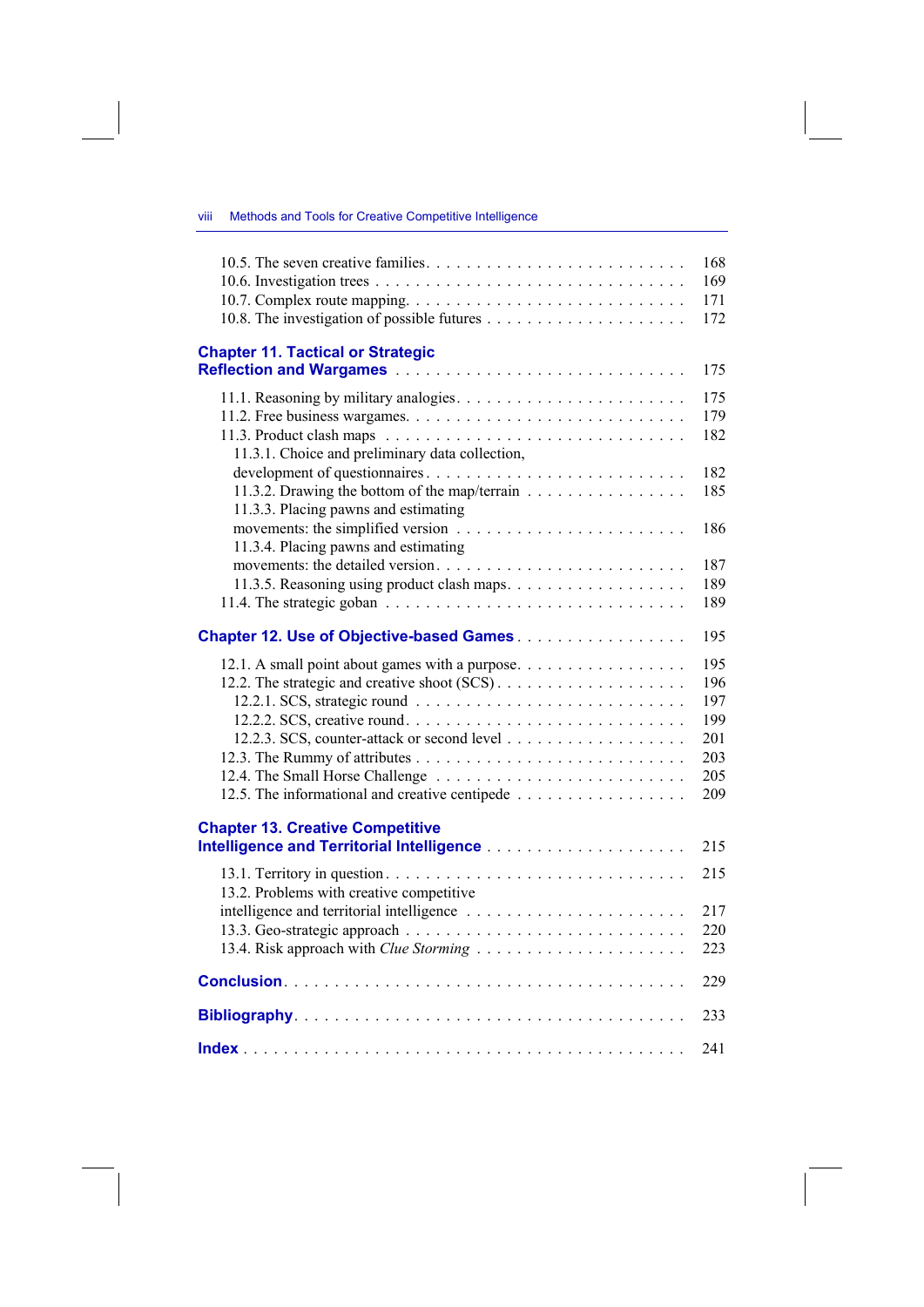10.5. The seven creative families . . . . . . . . . . 168
10.6. Investigation trees . . . . . . . . . . 169
10.7. Complex route mapping . . . . . . . . . . 171
10.8. The investigation of possible futures . . . . . . . . . . 172

**Chapter 11. Tactical or Strategic Reflection and Wargames** . . . . . . . . . . 175

11.1. Reasoning by military analogies . . . . . . . . . . 175
11.2. Free business wargames . . . . . . . . . . 179
11.3. Product clash maps . . . . . . . . . . 182
  11.3.1. Choice and preliminary data collection, development of questionnaires . . . . . . . . . . 182
  11.3.2. Drawing the bottom of the map/terrain . . . . . . . . . . 185
  11.3.3. Placing pawns and estimating movements: the simplified version . . . . . . . . . . 186
  11.3.4. Placing pawns and estimating movements: the detailed version . . . . . . . . . . 187
  11.3.5. Reasoning using product clash maps . . . . . . . . . . 189
11.4. The strategic goban . . . . . . . . . . 189

**Chapter 12. Use of Objective-based Games** . . . . . . . . . . 195

12.1. A small point about games with a purpose . . . . . . . . . . 195
12.2. The strategic and creative shoot (SCS) . . . . . . . . . . 196
  12.2.1. SCS, strategic round . . . . . . . . . . 197
  12.2.2. SCS, creative round . . . . . . . . . . 199
  12.2.3. SCS, counter-attack or second level . . . . . . . . . . 201
12.3. The Rummy of attributes . . . . . . . . . . 203
12.4. The Small Horse Challenge . . . . . . . . . . 205
12.5. The informational and creative centipede . . . . . . . . . . 209

**Chapter 13. Creative Competitive Intelligence and Territorial Intelligence** . . . . . . . . . . 215

13.1. Territory in question . . . . . . . . . . 215
13.2. Problems with creative competitive intelligence and territorial intelligence . . . . . . . . . . 217
13.3. Geo-strategic approach . . . . . . . . . . 220
13.4. Risk approach with *Clue Storming* . . . . . . . . . . 223

**Conclusion** . . . . . . . . . . 229

**Bibliography** . . . . . . . . . . 233

**Index** . . . . . . . . . . 241